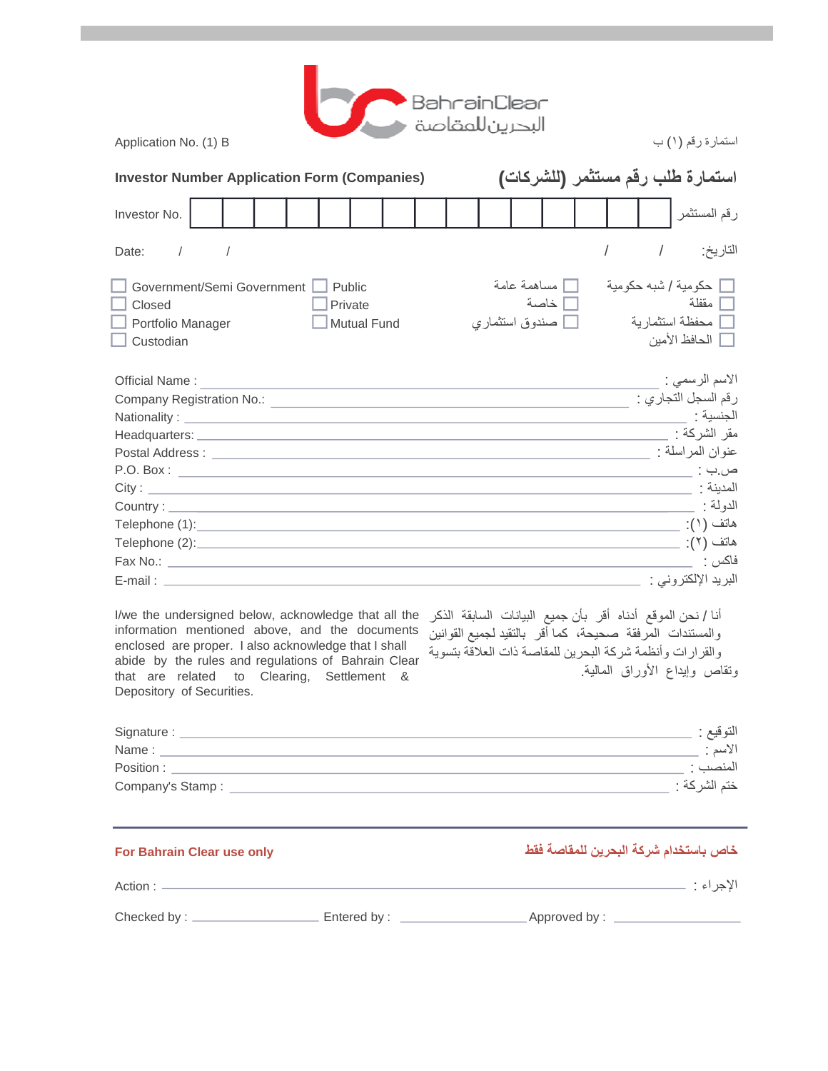BahrainClear
البحرين للمقاصة

Application No. (1) B — استمارة رقم (١) ب

## Investor Number Application Form (Companies) — استمارة طلب رقم مستثمر (للشركات)

| Investor No. | | | | | | | | | | | | | | | | رقم المستثمر |
|---|---|---|---|---|---|---|---|---|---|---|---|---|---|---|---|---|

Date: / / — التاريخ: / /

| | | | |
|---|---|---|---|
| ☐ Government/Semi Government | ☐ Public | ☐ مساهمة عامة | ☐ حكومية / شبه حكومية |
| ☐ Closed | ☐ Private | ☐ خاصة | ☐ مقفلة |
| ☐ Portfolio Manager | ☐ Mutual Fund | ☐ صندوق استثماري | ☐ محفظة استثمارية |
| ☐ Custodian | | | ☐ الحافظ الأمين |

Official Name : ____________________ : الاسم الرسمي

Company Registration No.: ____________________ : رقم السجل التجاري

Nationality : ____________________ : الجنسية

Headquarters: ____________________ : مقر الشركة

Postal Address : ____________________ : عنوان المراسلة

P.O. Box : ____________________ : ص.ب

City : ____________________ : المدينة

Country : ____________________ : الدولة

Telephone (1): ____________________ :(١) هاتف

Telephone (2): ____________________ :(٢) هاتف

Fax No.: ____________________ : فاكس

E-mail : ____________________ : البريد الإلكتروني

I/we the undersigned below, acknowledge that all the information mentioned above, and the documents enclosed are proper. I also acknowledge that I shall abide by the rules and regulations of Bahrain Clear that are related to Clearing, Settlement & Depository of Securities.

أنا / نحن الموقع أدناه أقر بأن جميع البيانات السابقة الذكر والمستندات المرفقة صحيحة، كما أقر بالتقيد لجميع القوانين والقرارات وأنظمة شركة البحرين للمقاصة ذات العلاقة بتسوية وتقاص وإيداع الأوراق المالية.

Signature : ____________________ : التوقيع

Name : ____________________ : الاسم

Position : ____________________ : المنصب

Company's Stamp : ____________________ : ختم الشركة

---

**For Bahrain Clear use only** — **خاص باستخدام شركة البحرين للمقاصة فقط**

Action : ____________________ : الإجراء

Checked by : ______________ Entered by : ______________ Approved by : ______________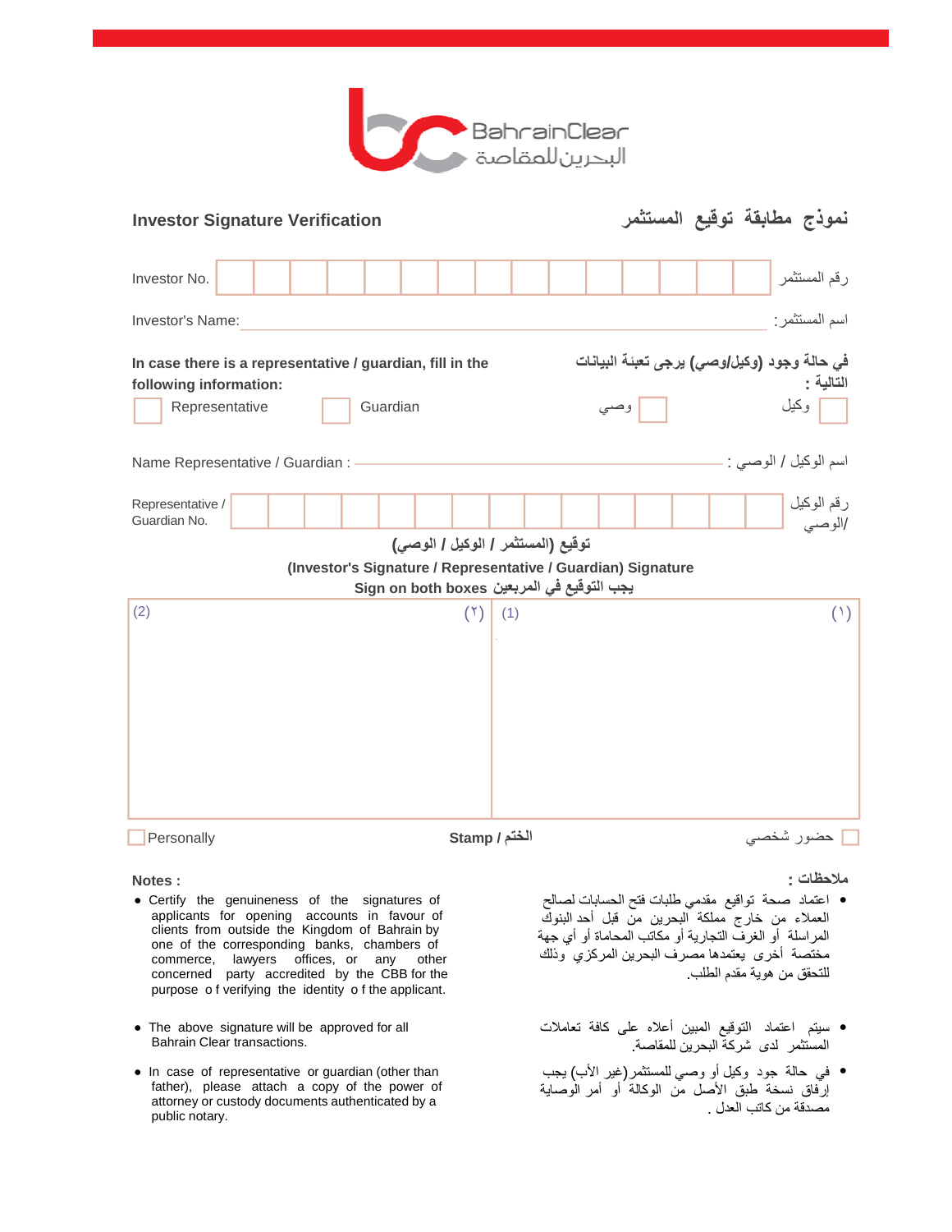BahrainClear
البحرين للمقاصة

## Investor Signature Verification | نموذج مطابقة توقيع المستثمر

Investor No. | | | | | | | | | | | | | | | رقم المستثمر

Investor's Name: ____________________________________________ :اسم المستثمر

**In case there is a representative / guardian, fill in the following information:**

**في حالة وجود (وكيل/وصي) يرجى تعبئة البيانات التالية :**

☐ Representative ☐ Guardian ☐ وصي ☐ وكيل

Name Representative / Guardian : ____________________________ : اسم الوكيل / الوصي

Representative / Guardian No. | | | | | | | | | | | | | | | رقم الوكيل /الوصي

**توقيع (المستثمر / الوكيل / الوصي)**

**(Investor's Signature / Representative / Guardian) Signature**

**Sign on both boxes يجب التوقيع في المربعين**

| (2) (٢) | (1) (١) |
|---|---|
| | |

☐ Personally **Stamp / الختم** حضور شخصي ☐

**Notes :**

- Certify the genuineness of the signatures of applicants for opening accounts in favour of clients from outside the Kingdom of Bahrain by one of the corresponding banks, chambers of commerce, lawyers offices, or any other concerned party accredited by the CBB for the purpose of verifying the identity of the applicant.
- The above signature will be approved for all Bahrain Clear transactions.
- In case of representative or guardian (other than father), please attach a copy of the power of attorney or custody documents authenticated by a public notary.

**ملاحظات :**

- اعتماد صحة تواقيع مقدمي طلبات فتح الحسابات لصالح العملاء من خارج مملكة البحرين من قبل أحد البنوك المراسلة أو الغرف التجارية أو مكاتب المحاماة أو أي جهة مختصة أخرى يعتمدها مصرف البحرين المركزي وذلك للتحقق من هوية مقدم الطلب.
- سيتم اعتماد التوقيع المبين أعلاه على كافة تعاملات المستثمر لدى شركة البحرين للمقاصة.
- في حالة جود وكيل أو وصي للمستثمر(غير الأب) يجب إرفاق نسخة طبق الأصل من الوكالة أو أمر الوصاية مصدقة من كاتب العدل .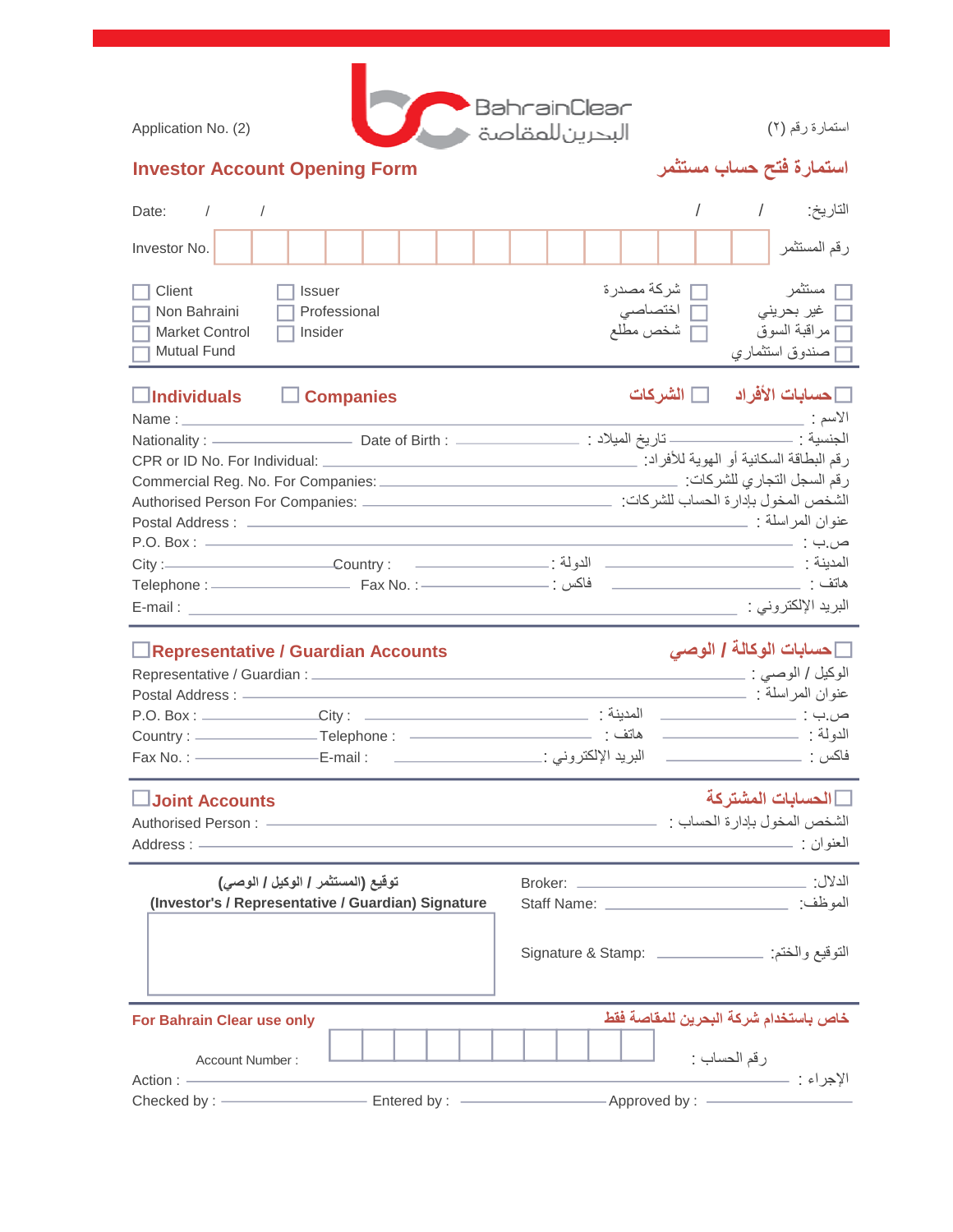Application No. (2)

BahrainClear
البحرين للمقاصة

استمارة رقم (٢)

## Investor Account Opening Form

## استمارة فتح حساب مستثمر

Date: / / التاريخ: / /

Investor No. | | | | | | | | | | | | | | | | رقم المستثمر

| | | | |
|---|---|---|---|
| ☐ Client | ☐ Issuer | ☐ شركة مصدرة | ☐ مستثمر |
| ☐ Non Bahraini | ☐ Professional | ☐ اختصاصي | ☐ غير بحريني |
| ☐ Market Control | ☐ Insider | ☐ شخص مطلع | ☐ مراقبة السوق |
| ☐ Mutual Fund | | | ☐ صندوق استثماري |

### ☐ Individuals ☐ Companies ☐ الشركات ☐ حسابات الأفراد

Name : ______ : الاسم

Nationality : ______ Date of Birth : ______ : تاريخ الميلاد ______ : الجنسية

CPR or ID No. For Individual: ______ :رقم البطاقة السكانية أو الهوية للأفراد

Commercial Reg. No. For Companies: ______ :رقم السجل التجاري للشركات

Authorised Person For Companies: ______ :الشخص المخول بإدارة الحساب للشركات

Postal Address : ______ : عنوان المراسلة

P.O. Box : ______ : ص.ب

City : ______ Country : ______ : الدولة ______ : المدينة

Telephone : ______ Fax No. : ______ : فاكس ______ : هاتف

E-mail : ______ : البريد الإلكتروني

### ☐ Representative / Guardian Accounts ☐ حسابات الوكالة / الوصي

Representative / Guardian : ______ : الوكيل / الوصي

Postal Address : ______ : عنوان المراسلة

P.O. Box : ______ City : ______ : المدينة ______ : ص.ب

Country : ______ Telephone : ______ : هاتف ______ : الدولة

Fax No. : ______ E-mail : ______ : البريد الإلكتروني ______ : فاكس

### ☐ Joint Accounts ☐ الحسابات المشتركة

Authorised Person : ______ : الشخص المخول بإدارة الحساب

Address : ______ : العنوان

**توقيع (المستثمر / الوكيل / الوصي)**
**(Investor's / Representative / Guardian) Signature**

Broker: ______ :الدلال

Staff Name: ______ :الموظف

Signature & Stamp: ______ :التوقيع والختم

### For Bahrain Clear use only خاص باستخدام شركة البحرين للمقاصة فقط

Account Number : | | | | | | | | | | | : رقم الحساب

Action : ______ : الإجراء

Checked by : ______ Entered by : ______ Approved by : ______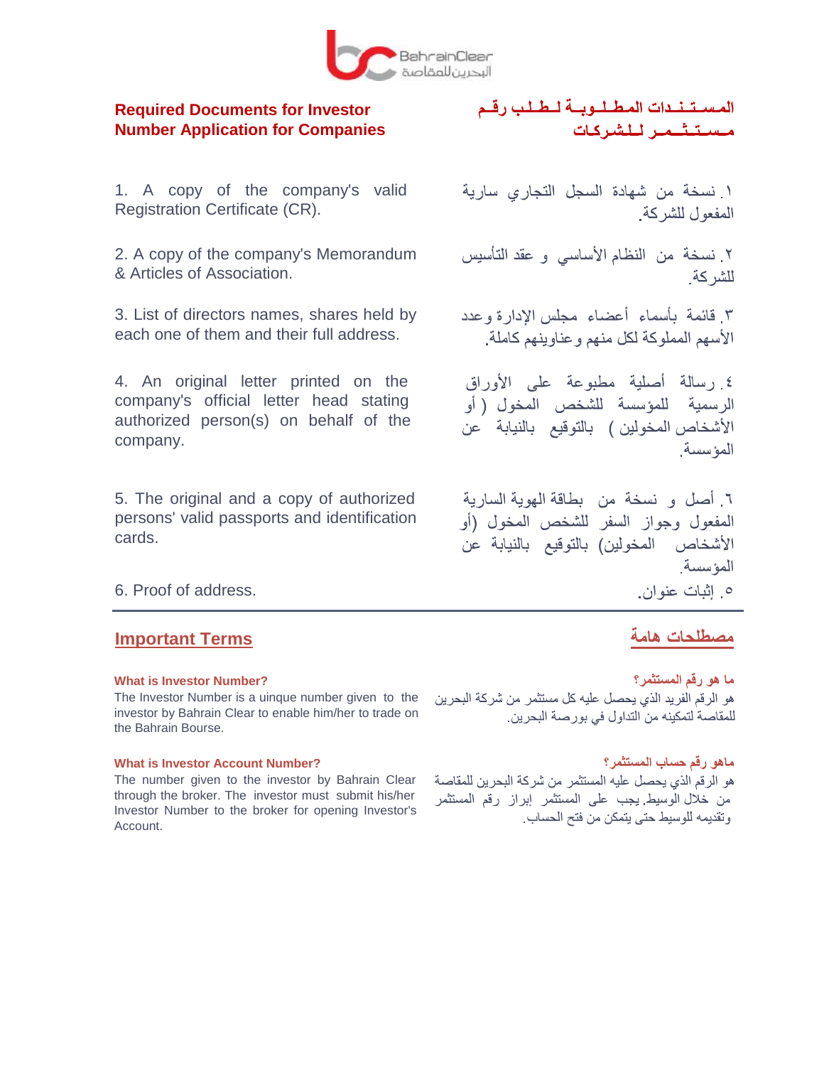BahrainClear
البحرين للمقاصة

## Required Documents for Investor Number Application for Companies

## المستندات المطلوبة لطلب رقم مستثمر للشركات

1. A copy of the company's valid Registration Certificate (CR).

١. نسخة من شهادة السجل التجاري سارية المفعول للشركة.

2. A copy of the company's Memorandum & Articles of Association.

٢. نسخة من النظام الأساسي و عقد التأسيس للشركة.

3. List of directors names, shares held by each one of them and their full address.

٣. قائمة بأسماء أعضاء مجلس الإدارة وعدد الأسهم المملوكة لكل منهم وعناوينهم كاملة.

4. An original letter printed on the company's official letter head stating authorized person(s) on behalf of the company.

٤. رسالة أصلية مطبوعة على الأوراق الرسمية للمؤسسة للشخص المخول ( أو الأشخاص المخولين ) بالتوقيع بالنيابة عن المؤسسة.

5. The original and a copy of authorized persons' valid passports and identification cards.

٦. أصل و نسخة من بطاقة الهوية السارية المفعول وجواز السفر للشخص المخول (أو الأشخاص المخولين) بالتوقيع بالنيابة عن المؤسسة.

6. Proof of address.

٥. إثبات عنوان.

---

## Important Terms

## مصطلحات هامة

**What is Investor Number?**
The Investor Number is a uinque number given to the investor by Bahrain Clear to enable him/her to trade on the Bahrain Bourse.

**ما هو رقم المستثمر؟**
هو الرقم الفريد الذي يحصل عليه كل مستثمر من شركة البحرين للمقاصة لتمكينه من التداول في بورصة البحرين.

**What is Investor Account Number?**
The number given to the investor by Bahrain Clear through the broker. The investor must submit his/her Investor Number to the broker for opening Investor's Account.

**ماهو رقم حساب المستثمر؟**
هو الرقم الذي يحصل عليه المستثمر من شركة البحرين للمقاصة من خلال الوسيط. يجب على المستثمر إبراز رقم المستثمر وتقديمه للوسيط حتى يتمكن من فتح الحساب.